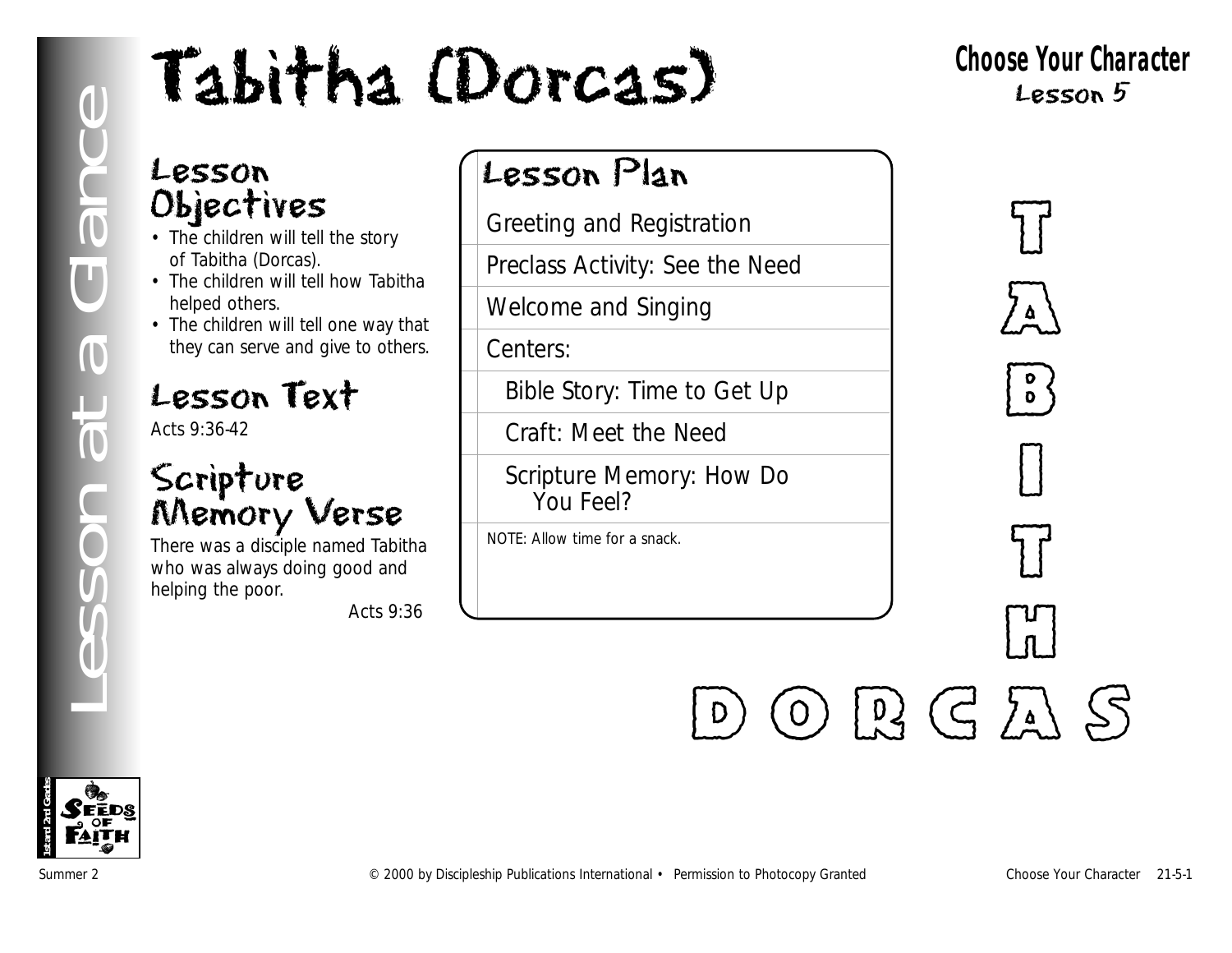# Tabitha (Dorcas)

**Choose Your Character**
Lesson 5

Lesson at a Glance

## Lesson Objectives

- The children will tell the story of Tabitha (Dorcas).
- The children will tell how Tabitha helped others.
- The children will tell one way that they can serve and give to others.

## Lesson Text

Acts 9:36-42

## Scripture Memory Verse

There was a disciple named Tabitha who was always doing good and helping the poor.

Acts 9:36

## Lesson Plan

Greeting and Registration

Preclass Activity: See the Need

Welcome and Singing

Centers:

- Bible Story: Time to Get Up
- Craft: Meet the Need
- Scripture Memory: How Do You Feel?

NOTE: Allow time for a snack.

T A B I T H
D O R C A S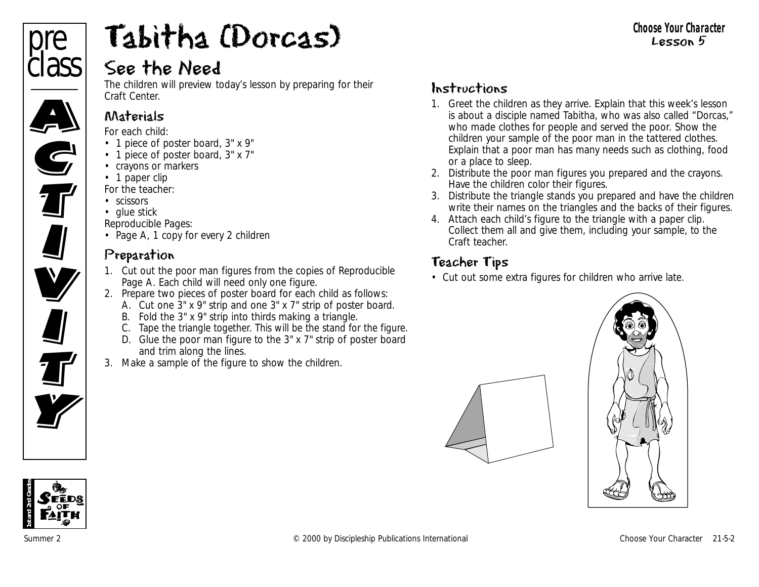# Tabitha (Dorcas)

pre class ACTIVITY

Choose Your Character
Lesson 5

## See the Need

The children will preview today's lesson by preparing for their Craft Center.

### Materials

For each child:

- 1 piece of poster board, 3" x 9"
- 1 piece of poster board, 3" x 7"
- crayons or markers
- 1 paper clip

For the teacher:

- scissors
- glue stick

Reproducible Pages:

- Page A, 1 copy for every 2 children

### Preparation

1. Cut out the poor man figures from the copies of Reproducible Page A. Each child will need only one figure.
2. Prepare two pieces of poster board for each child as follows:
   A. Cut one 3" x 9" strip and one 3" x 7" strip of poster board.
   B. Fold the 3" x 9" strip into thirds making a triangle.
   C. Tape the triangle together. This will be the stand for the figure.
   D. Glue the poor man figure to the 3" x 7" strip of poster board and trim along the lines.
3. Make a sample of the figure to show the children.

### Instructions

1. Greet the children as they arrive. Explain that this week's lesson is about a disciple named Tabitha, who was also called "Dorcas," who made clothes for people and served the poor. Show the children your sample of the poor man in the tattered clothes. Explain that a poor man has many needs such as clothing, food or a place to sleep.
2. Distribute the poor man figures you prepared and the crayons. Have the children color their figures.
3. Distribute the triangle stands you prepared and have the children write their names on the triangles and the backs of their figures.
4. Attach each child's figure to the triangle with a paper clip. Collect them all and give them, including your sample, to the Craft teacher.

### Teacher Tips

- Cut out some extra figures for children who arrive late.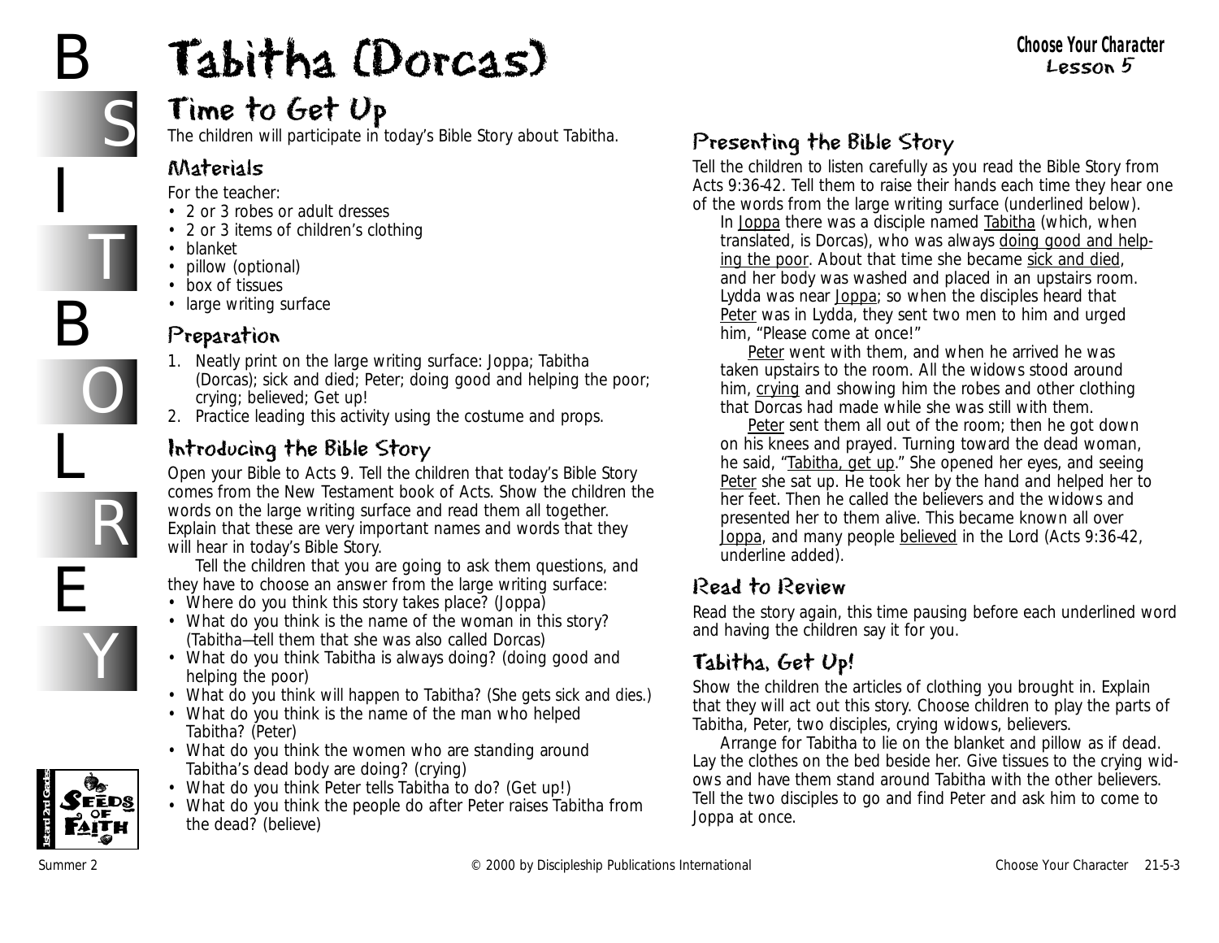# Tabitha (Dorcas)

## Time to Get Up

The children will participate in today's Bible Story about Tabitha.

### Materials

For the teacher:

- 2 or 3 robes or adult dresses
- 2 or 3 items of children's clothing
- blanket
- pillow (optional)
- box of tissues
- large writing surface

### Preparation

1. Neatly print on the large writing surface: Joppa; Tabitha (Dorcas); sick and died; Peter; doing good and helping the poor; crying; believed; Get up!
2. Practice leading this activity using the costume and props.

### Introducing the Bible Story

Open your Bible to Acts 9. Tell the children that today's Bible Story comes from the New Testament book of Acts. Show the children the words on the large writing surface and read them all together. Explain that these are very important names and words that they will hear in today's Bible Story.

Tell the children that you are going to ask them questions, and they have to choose an answer from the large writing surface:

- Where do you think this story takes place? (Joppa)
- What do you think is the name of the woman in this story? (Tabitha—tell them that she was also called Dorcas)
- What do you think Tabitha is always doing? (doing good and helping the poor)
- What do you think will happen to Tabitha? (She gets sick and dies.)
- What do you think is the name of the man who helped Tabitha? (Peter)
- What do you think the women who are standing around Tabitha's dead body are doing? (crying)
- What do you think Peter tells Tabitha to do? (Get up!)
- What do you think the people do after Peter raises Tabitha from the dead? (believe)

### Presenting the Bible Story

Tell the children to listen carefully as you read the Bible Story from Acts 9:36-42. Tell them to raise their hands each time they hear one of the words from the large writing surface (underlined below).

In <u>Joppa</u> there was a disciple named <u>Tabitha</u> (which, when translated, is Dorcas), who was always <u>doing good and helping the poor</u>. About that time she became <u>sick and died</u>, and her body was washed and placed in an upstairs room. Lydda was near <u>Joppa</u>; so when the disciples heard that <u>Peter</u> was in Lydda, they sent two men to him and urged him, "Please come at once!"

<u>Peter</u> went with them, and when he arrived he was taken upstairs to the room. All the widows stood around him, <u>crying</u> and showing him the robes and other clothing that Dorcas had made while she was still with them.

<u>Peter</u> sent them all out of the room; then he got down on his knees and prayed. Turning toward the dead woman, he said, "<u>Tabitha, get up</u>." She opened her eyes, and seeing <u>Peter</u> she sat up. He took her by the hand and helped her to her feet. Then he called the believers and the widows and presented her to them alive. This became known all over <u>Joppa</u>, and many people <u>believed</u> in the Lord (Acts 9:36-42, underline added).

### Read to Review

Read the story again, this time pausing before each underlined word and having the children say it for you.

### Tabitha, Get Up!

Show the children the articles of clothing you brought in. Explain that they will act out this story. Choose children to play the parts of Tabitha, Peter, two disciples, crying widows, believers.

Arrange for Tabitha to lie on the blanket and pillow as if dead. Lay the clothes on the bed beside her. Give tissues to the crying widows and have them stand around Tabitha with the other believers. Tell the two disciples to go and find Peter and ask him to come to Joppa at once.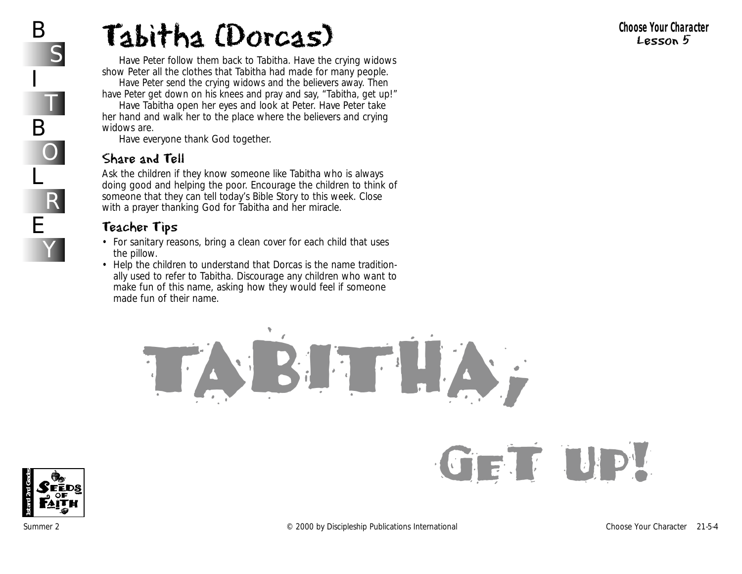# Tabitha (Dorcas)

Have Peter follow them back to Tabitha. Have the crying widows show Peter all the clothes that Tabitha had made for many people.

Have Peter send the crying widows and the believers away. Then have Peter get down on his knees and pray and say, “Tabitha, get up!”

Have Tabitha open her eyes and look at Peter. Have Peter take her hand and walk her to the place where the believers and crying widows are.

Have everyone thank God together.

## Share and Tell

Ask the children if they know someone like Tabitha who is always doing good and helping the poor. Encourage the children to think of someone that they can tell today’s Bible Story to this week. Close with a prayer thanking God for Tabitha and her miracle.

## Teacher Tips

- For sanitary reasons, bring a clean cover for each child that uses the pillow.
- Help the children to understand that Dorcas is the name traditionally used to refer to Tabitha. Discourage any children who want to make fun of this name, asking how they would feel if someone made fun of their name.

TABITHA, GET UP!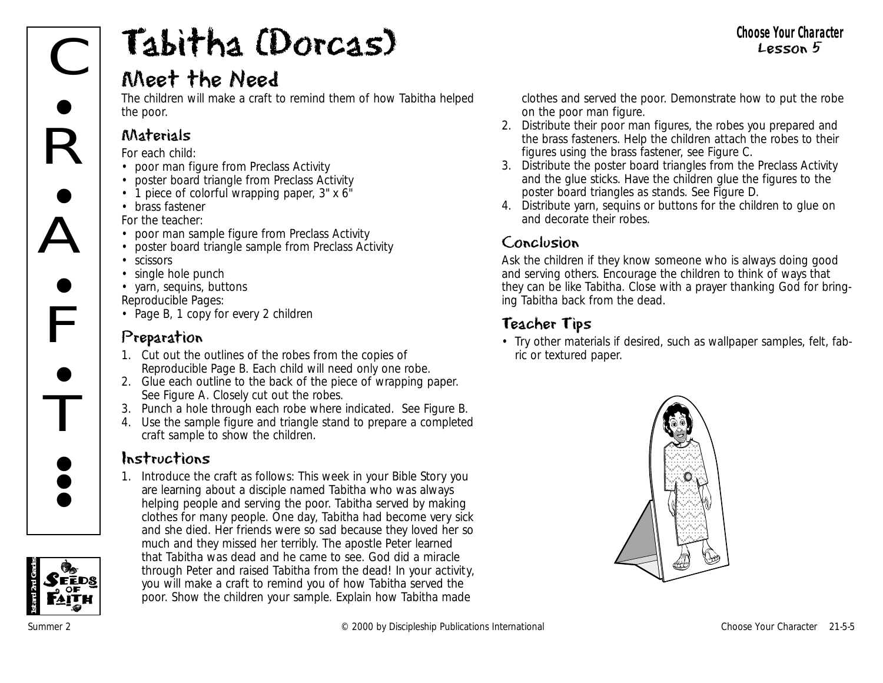# Tabitha (Dorcas)

## Meet the Need

The children will make a craft to remind them of how Tabitha helped the poor.

### Materials

For each child:

- poor man figure from Preclass Activity
- poster board triangle from Preclass Activity
- 1 piece of colorful wrapping paper, 3" x 6"
- brass fastener

For the teacher:

- poor man sample figure from Preclass Activity
- poster board triangle sample from Preclass Activity
- scissors
- single hole punch
- yarn, sequins, buttons

Reproducible Pages:

- Page B, 1 copy for every 2 children

### Preparation

1. Cut out the outlines of the robes from the copies of Reproducible Page B. Each child will need only one robe.
2. Glue each outline to the back of the piece of wrapping paper. See Figure A. Closely cut out the robes.
3. Punch a hole through each robe where indicated. See Figure B.
4. Use the sample figure and triangle stand to prepare a completed craft sample to show the children.

### Instructions

1. Introduce the craft as follows: This week in your Bible Story you are learning about a disciple named Tabitha who was always helping people and serving the poor. Tabitha served by making clothes for many people. One day, Tabitha had become very sick and she died. Her friends were so sad because they loved her so much and they missed her terribly. The apostle Peter learned that Tabitha was dead and he came to see. God did a miracle through Peter and raised Tabitha from the dead! In your activity, you will make a craft to remind you of how Tabitha served the poor. Show the children your sample. Explain how Tabitha made clothes and served the poor. Demonstrate how to put the robe on the poor man figure.
2. Distribute their poor man figures, the robes you prepared and the brass fasteners. Help the children attach the robes to their figures using the brass fastener, see Figure C.
3. Distribute the poster board triangles from the Preclass Activity and the glue sticks. Have the children glue the figures to the poster board triangles as stands. See Figure D.
4. Distribute yarn, sequins or buttons for the children to glue on and decorate their robes.

### Conclusion

Ask the children if they know someone who is always doing good and serving others. Encourage the children to think of ways that they can be like Tabitha. Close with a prayer thanking God for bringing Tabitha back from the dead.

### Teacher Tips

- Try other materials if desired, such as wallpaper samples, felt, fabric or textured paper.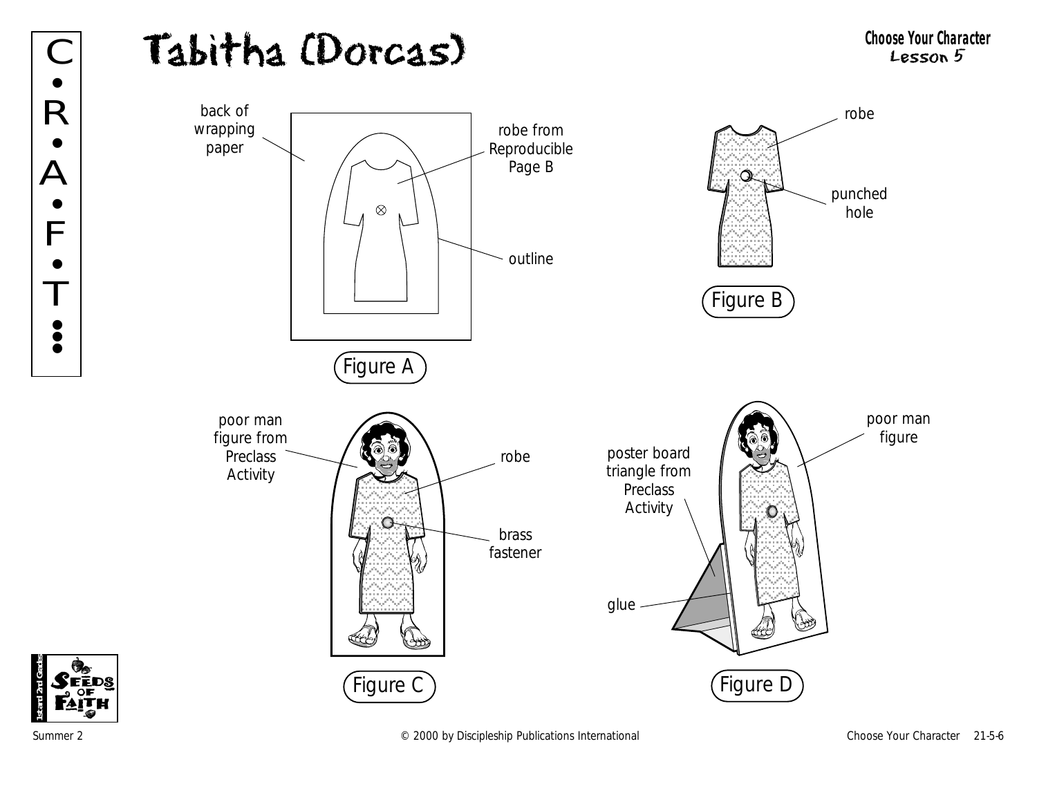# Tabitha (Dorcas)

**Choose Your Character**
**Lesson 5**

back of wrapping paper

robe from Reproducible Page B

outline

Figure A

robe

punched hole

Figure B

poor man figure from Preclass Activity

robe

brass fastener

Figure C

poor man figure

poster board triangle from Preclass Activity

glue

Figure D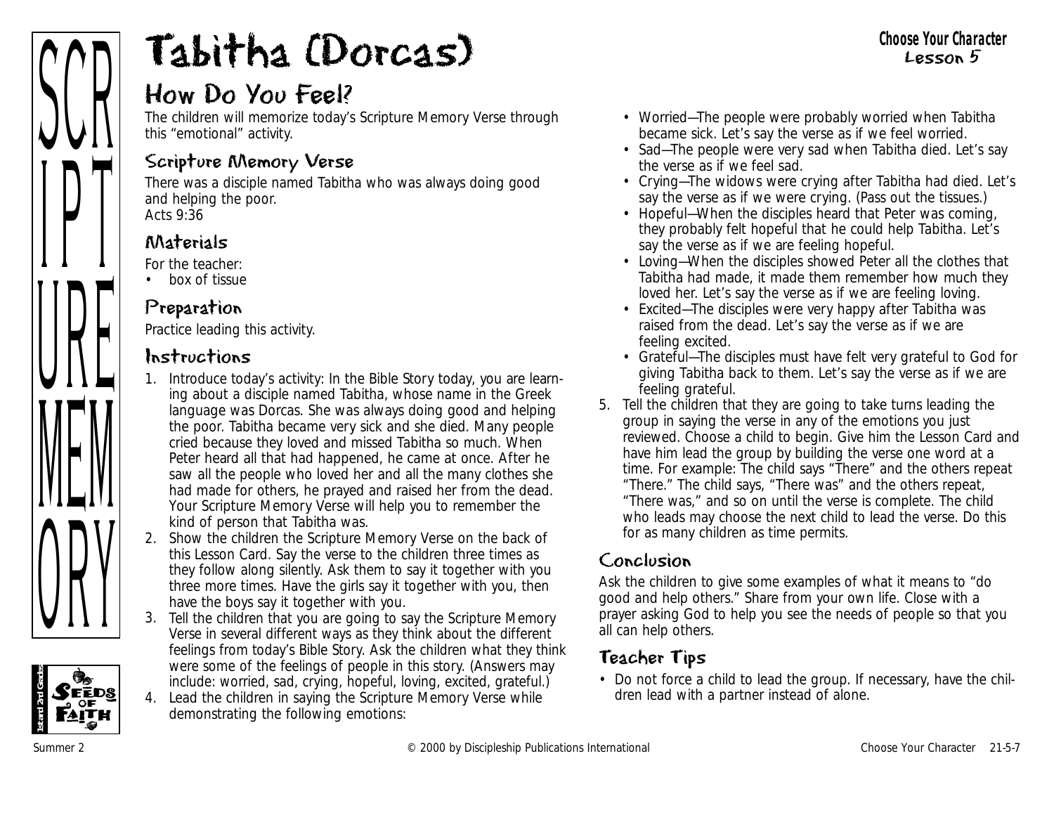# Tabitha (Dorcas)

**Choose Your Character**
**Lesson 5**

## How Do You Feel?

The children will memorize today's Scripture Memory Verse through this "emotional" activity.

### Scripture Memory Verse

There was a disciple named Tabitha who was always doing good and helping the poor.
Acts 9:36

### Materials

For the teacher:

- box of tissue

### Preparation

Practice leading this activity.

### Instructions

1. Introduce today's activity: In the Bible Story today, you are learning about a disciple named Tabitha, whose name in the Greek language was Dorcas. She was always doing good and helping the poor. Tabitha became very sick and she died. Many people cried because they loved and missed Tabitha so much. When Peter heard all that had happened, he came at once. After he saw all the people who loved her and all the many clothes she had made for others, he prayed and raised her from the dead. Your Scripture Memory Verse will help you to remember the kind of person that Tabitha was.
2. Show the children the Scripture Memory Verse on the back of this Lesson Card. Say the verse to the children three times as they follow along silently. Ask them to say it together with you three more times. Have the girls say it together with you, then have the boys say it together with you.
3. Tell the children that you are going to say the Scripture Memory Verse in several different ways as they think about the different feelings from today's Bible Story. Ask the children what they think were some of the feelings of people in this story. (Answers may include: worried, sad, crying, hopeful, loving, excited, grateful.)
4. Lead the children in saying the Scripture Memory Verse while demonstrating the following emotions:
   - Worried—The people were probably worried when Tabitha became sick. Let's say the verse as if we feel worried.
   - Sad—The people were very sad when Tabitha died. Let's say the verse as if we feel sad.
   - Crying—The widows were crying after Tabitha had died. Let's say the verse as if we were crying. (Pass out the tissues.)
   - Hopeful—When the disciples heard that Peter was coming, they probably felt hopeful that he could help Tabitha. Let's say the verse as if we are feeling hopeful.
   - Loving—When the disciples showed Peter all the clothes that Tabitha had made, it made them remember how much they loved her. Let's say the verse as if we are feeling loving.
   - Excited—The disciples were very happy after Tabitha was raised from the dead. Let's say the verse as if we are feeling excited.
   - Grateful—The disciples must have felt very grateful to God for giving Tabitha back to them. Let's say the verse as if we are feeling grateful.
5. Tell the children that they are going to take turns leading the group in saying the verse in any of the emotions you just reviewed. Choose a child to begin. Give him the Lesson Card and have him lead the group by building the verse one word at a time. For example: The child says "There" and the others repeat "There." The child says, "There was" and the others repeat, "There was," and so on until the verse is complete. The child who leads may choose the next child to lead the verse. Do this for as many children as time permits.

### Conclusion

Ask the children to give some examples of what it means to "do good and help others." Share from your own life. Close with a prayer asking God to help you see the needs of people so that you all can help others.

### Teacher Tips

- Do not force a child to lead the group. If necessary, have the children lead with a partner instead of alone.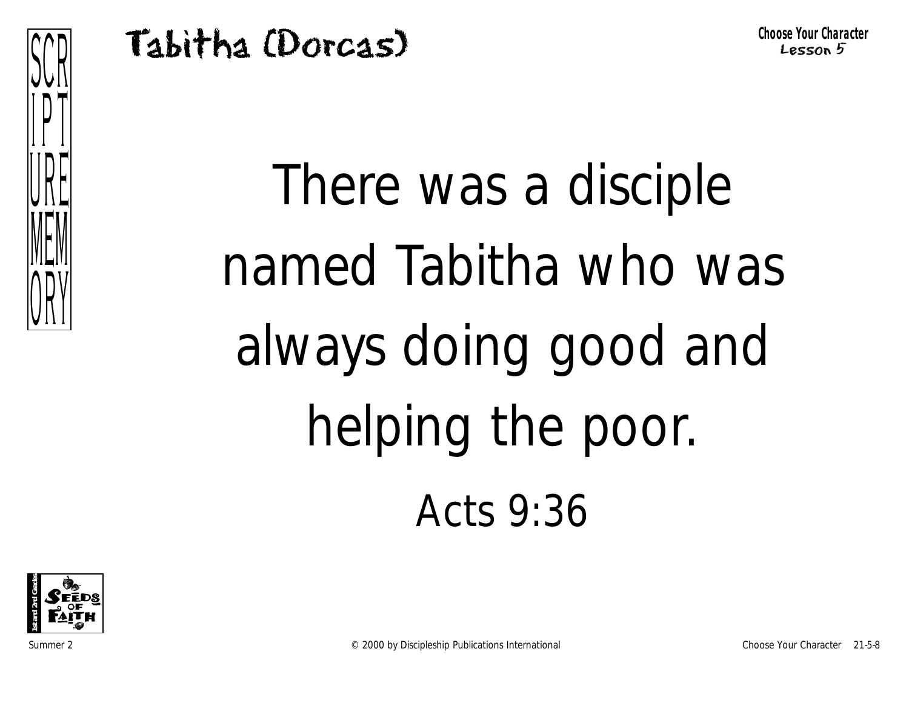# Tabitha (Dorcas)

**Choose Your Character**
Lesson 5

SCRIPTURE MEMORY

There was a disciple named Tabitha who was always doing good and helping the poor.

Acts 9:36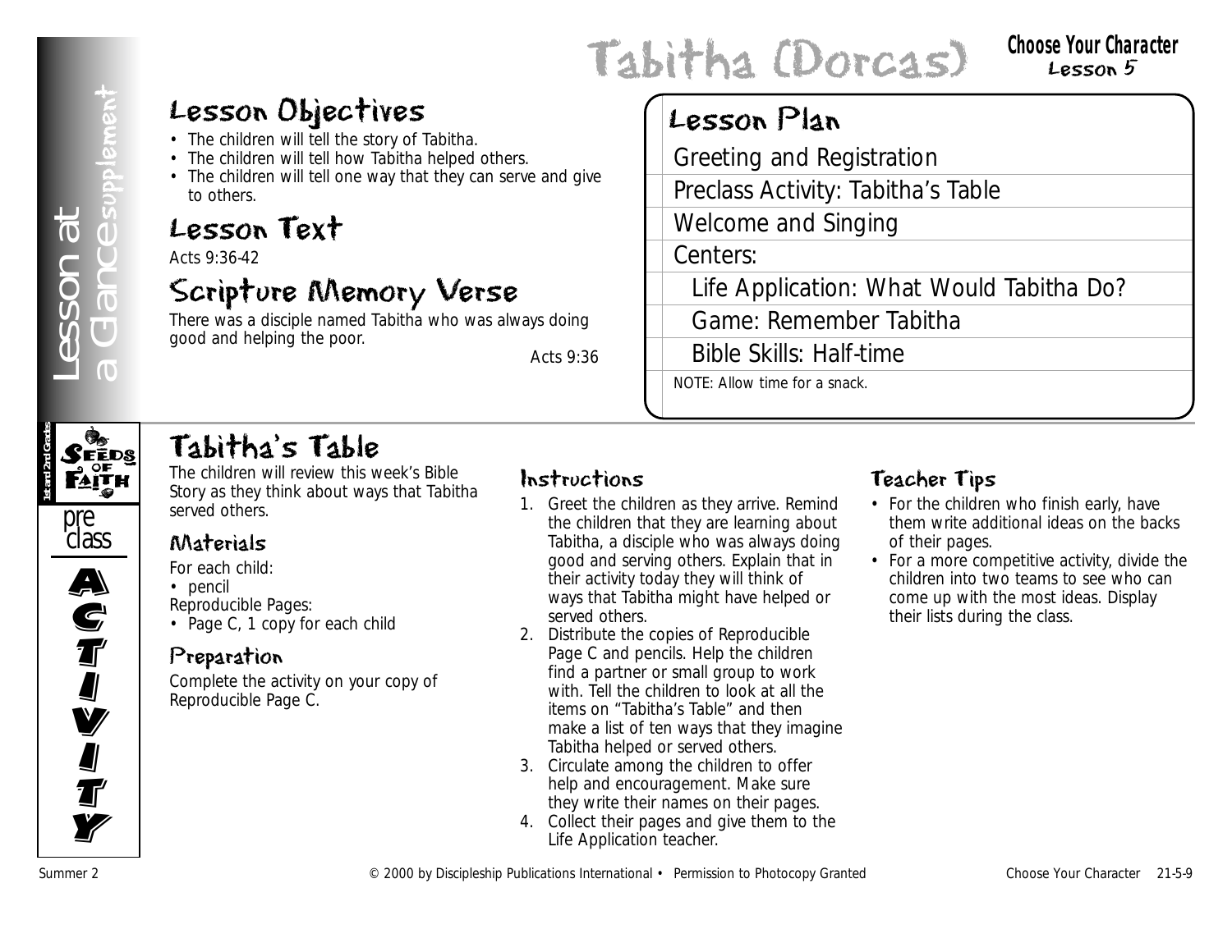# Tabitha (Dorcas)

**Choose Your Character**
**Lesson 5**

Lesson at a Glance supplement

## Lesson Objectives

- The children will tell the story of Tabitha.
- The children will tell how Tabitha helped others.
- The children will tell one way that they can serve and give to others.

## Lesson Text

Acts 9:36-42

## Scripture Memory Verse

There was a disciple named Tabitha who was always doing good and helping the poor.

Acts 9:36

## Lesson Plan

- Greeting and Registration
- Preclass Activity: Tabitha's Table
- Welcome and Singing
- Centers:
  - Life Application: What Would Tabitha Do?
  - Game: Remember Tabitha
  - Bible Skills: Half-time

NOTE: Allow time for a snack.

Seeds of Faith 1st and 2nd Grade — preclass ACTIVITY

## Tabitha's Table

The children will review this week's Bible Story as they think about ways that Tabitha served others.

### Materials

For each child:
- pencil

Reproducible Pages:
- Page C, 1 copy for each child

### Preparation

Complete the activity on your copy of Reproducible Page C.

### Instructions

1. Greet the children as they arrive. Remind the children that they are learning about Tabitha, a disciple who was always doing good and serving others. Explain that in their activity today they will think of ways that Tabitha might have helped or served others.
2. Distribute the copies of Reproducible Page C and pencils. Help the children find a partner or small group to work with. Tell the children to look at all the items on "Tabitha's Table" and then make a list of ten ways that they imagine Tabitha helped or served others.
3. Circulate among the children to offer help and encouragement. Make sure they write their names on their pages.
4. Collect their pages and give them to the Life Application teacher.

### Teacher Tips

- For the children who finish early, have them write additional ideas on the backs of their pages.
- For a more competitive activity, divide the children into two teams to see who can come up with the most ideas. Display their lists during the class.

Summer 2 © 2000 by Discipleship Publications International • Permission to Photocopy Granted Choose Your Character 21-5-9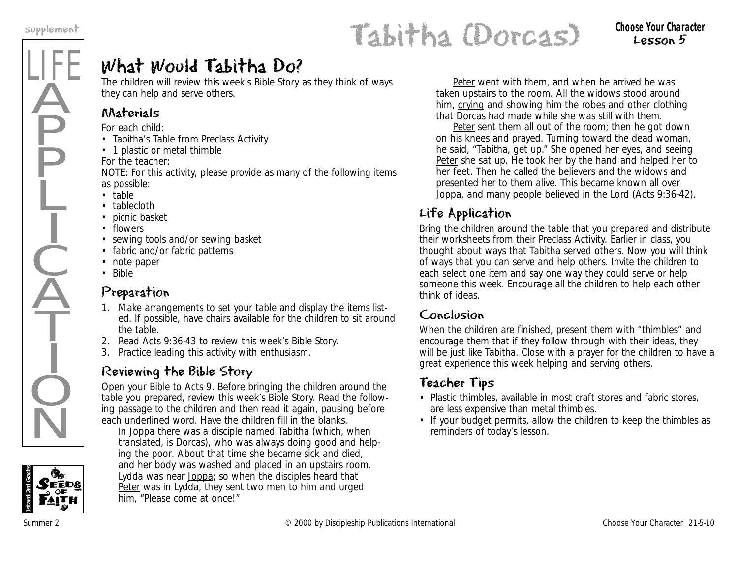# Tabitha (Dorcas)

**Choose Your Character**
**Lesson 5**

## What Would Tabitha Do?

The children will review this week's Bible Story as they think of ways they can help and serve others.

### Materials

For each child:

- Tabitha's Table from Preclass Activity
- 1 plastic or metal thimble

For the teacher:

NOTE: For this activity, please provide as many of the following items as possible:

- table
- tablecloth
- picnic basket
- flowers
- sewing tools and/or sewing basket
- fabric and/or fabric patterns
- note paper
- Bible

### Preparation

1. Make arrangements to set your table and display the items listed. If possible, have chairs available for the children to sit around the table.
2. Read Acts 9:36-43 to review this week's Bible Story.
3. Practice leading this activity with enthusiasm.

### Reviewing the Bible Story

Open your Bible to Acts 9. Before bringing the children around the table you prepared, review this week's Bible Story. Read the following passage to the children and then read it again, pausing before each underlined word. Have the children fill in the blanks.

In <u>Joppa</u> there was a disciple named <u>Tabitha</u> (which, when translated, is Dorcas), who was always <u>doing good and helping the poor</u>. About that time she became <u>sick and died</u>, and her body was washed and placed in an upstairs room. Lydda was near <u>Joppa</u>; so when the disciples heard that <u>Peter</u> was in Lydda, they sent two men to him and urged him, "Please come at once!"

<u>Peter</u> went with them, and when he arrived he was taken upstairs to the room. All the widows stood around him, <u>crying</u> and showing him the robes and other clothing that Dorcas had made while she was still with them.

<u>Peter</u> sent them all out of the room; then he got down on his knees and prayed. Turning toward the dead woman, he said, "<u>Tabitha, get up</u>." She opened her eyes, and seeing <u>Peter</u> she sat up. He took her by the hand and helped her to her feet. Then he called the believers and the widows and presented her to them alive. This became known all over <u>Joppa</u>, and many people <u>believed</u> in the Lord (Acts 9:36-42).

### Life Application

Bring the children around the table that you prepared and distribute their worksheets from their Preclass Activity. Earlier in class, you thought about ways that Tabitha served others. Now you will think of ways that you can serve and help others. Invite the children to each select one item and say one way they could serve or help someone this week. Encourage all the children to help each other think of ideas.

### Conclusion

When the children are finished, present them with "thimbles" and encourage them that if they follow through with their ideas, they will be just like Tabitha. Close with a prayer for the children to have a great experience this week helping and serving others.

### Teacher Tips

- Plastic thimbles, available in most craft stores and fabric stores, are less expensive than metal thimbles.
- If your budget permits, allow the children to keep the thimbles as reminders of today's lesson.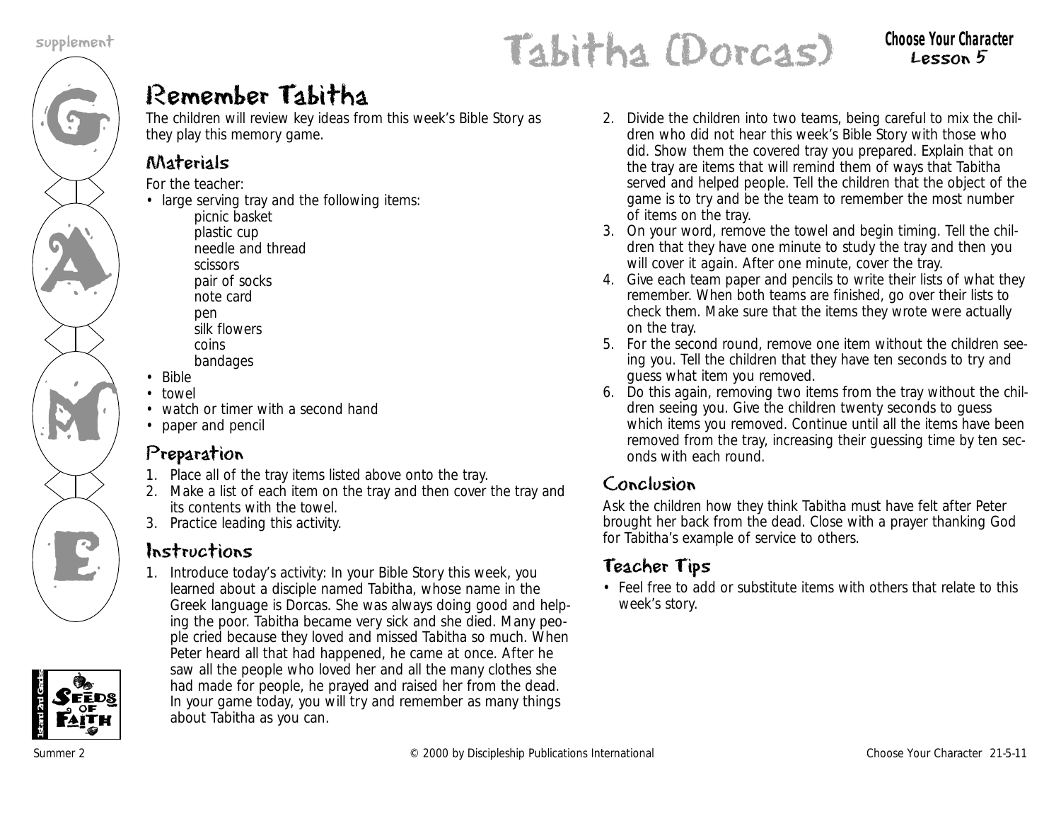# Tabitha (Dorcas)

**Choose Your Character**
**Lesson 5**

## Remember Tabitha

The children will review key ideas from this week's Bible Story as they play this memory game.

### Materials

For the teacher:

- large serving tray and the following items:
  - picnic basket
  - plastic cup
  - needle and thread
  - scissors
  - pair of socks
  - note card
  - pen
  - silk flowers
  - coins
  - bandages
- Bible
- towel
- watch or timer with a second hand
- paper and pencil

### Preparation

1. Place all of the tray items listed above onto the tray.
2. Make a list of each item on the tray and then cover the tray and its contents with the towel.
3. Practice leading this activity.

### Instructions

1. Introduce today's activity: In your Bible Story this week, you learned about a disciple named Tabitha, whose name in the Greek language is Dorcas. She was always doing good and helping the poor. Tabitha became very sick and she died. Many people cried because they loved and missed Tabitha so much. When Peter heard all that had happened, he came at once. After he saw all the people who loved her and all the many clothes she had made for people, he prayed and raised her from the dead. In your game today, you will try and remember as many things about Tabitha as you can.
2. Divide the children into two teams, being careful to mix the children who did not hear this week's Bible Story with those who did. Show them the covered tray you prepared. Explain that on the tray are items that will remind them of ways that Tabitha served and helped people. Tell the children that the object of the game is to try and be the team to remember the most number of items on the tray.
3. On your word, remove the towel and begin timing. Tell the children that they have one minute to study the tray and then you will cover it again. After one minute, cover the tray.
4. Give each team paper and pencils to write their lists of what they remember. When both teams are finished, go over their lists to check them. Make sure that the items they wrote were actually on the tray.
5. For the second round, remove one item without the children seeing you. Tell the children that they have ten seconds to try and guess what item you removed.
6. Do this again, removing two items from the tray without the children seeing you. Give the children twenty seconds to guess which items you removed. Continue until all the items have been removed from the tray, increasing their guessing time by ten seconds with each round.

### Conclusion

Ask the children how they think Tabitha must have felt after Peter brought her back from the dead. Close with a prayer thanking God for Tabitha's example of service to others.

### Teacher Tips

- Feel free to add or substitute items with others that relate to this week's story.

Summer 2 © 2000 by Discipleship Publications International Choose Your Character 21-5-11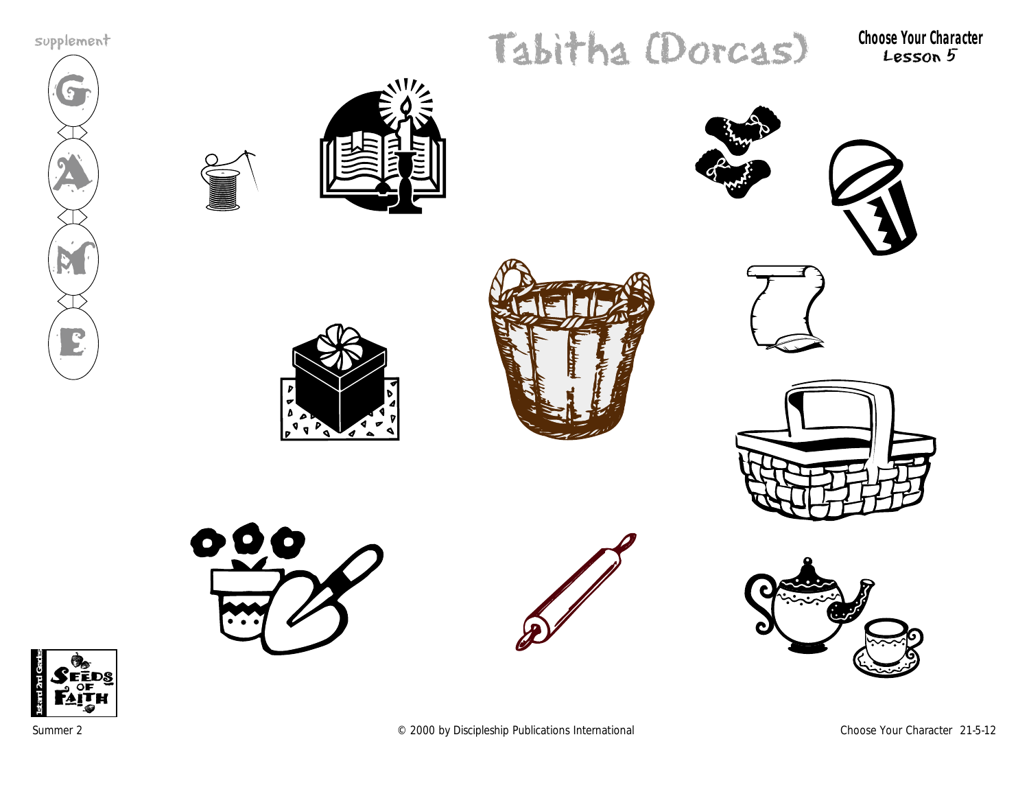supplement

GAME

# Tabitha (Dorcas)

**Choose Your Character**
Lesson 5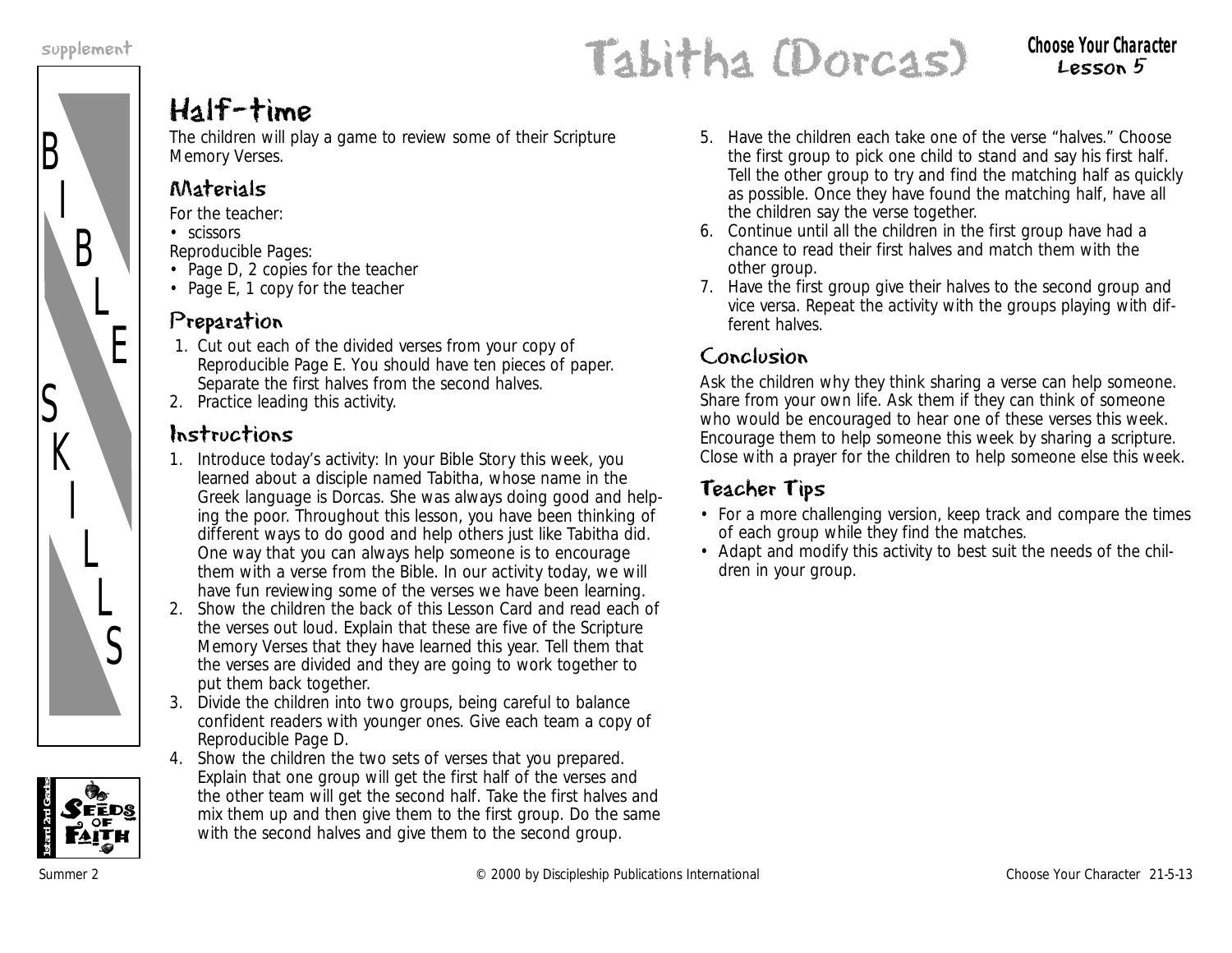# Tabitha (Dorcas)

## Half-time

The children will play a game to review some of their Scripture Memory Verses.

### Materials

For the teacher:
- scissors

Reproducible Pages:
- Page D, 2 copies for the teacher
- Page E, 1 copy for the teacher

### Preparation

1. Cut out each of the divided verses from your copy of Reproducible Page E. You should have ten pieces of paper. Separate the first halves from the second halves.
2. Practice leading this activity.

### Instructions

1. Introduce today's activity: In your Bible Story this week, you learned about a disciple named Tabitha, whose name in the Greek language is Dorcas. She was always doing good and helping the poor. Throughout this lesson, you have been thinking of different ways to do good and help others just like Tabitha did. One way that you can always help someone is to encourage them with a verse from the Bible. In our activity today, we will have fun reviewing some of the verses we have been learning.
2. Show the children the back of this Lesson Card and read each of the verses out loud. Explain that these are five of the Scripture Memory Verses that they have learned this year. Tell them that the verses are divided and they are going to work together to put them back together.
3. Divide the children into two groups, being careful to balance confident readers with younger ones. Give each team a copy of Reproducible Page D.
4. Show the children the two sets of verses that you prepared. Explain that one group will get the first half of the verses and the other team will get the second half. Take the first halves and mix them up and then give them to the first group. Do the same with the second halves and give them to the second group.
5. Have the children each take one of the verse "halves." Choose the first group to pick one child to stand and say his first half. Tell the other group to try and find the matching half as quickly as possible. Once they have found the matching half, have all the children say the verse together.
6. Continue until all the children in the first group have had a chance to read their first halves and match them with the other group.
7. Have the first group give their halves to the second group and vice versa. Repeat the activity with the groups playing with different halves.

### Conclusion

Ask the children why they think sharing a verse can help someone. Share from your own life. Ask them if they can think of someone who would be encouraged to hear one of these verses this week. Encourage them to help someone this week by sharing a scripture. Close with a prayer for the children to help someone else this week.

### Teacher Tips

- For a more challenging version, keep track and compare the times of each group while they find the matches.
- Adapt and modify this activity to best suit the needs of the children in your group.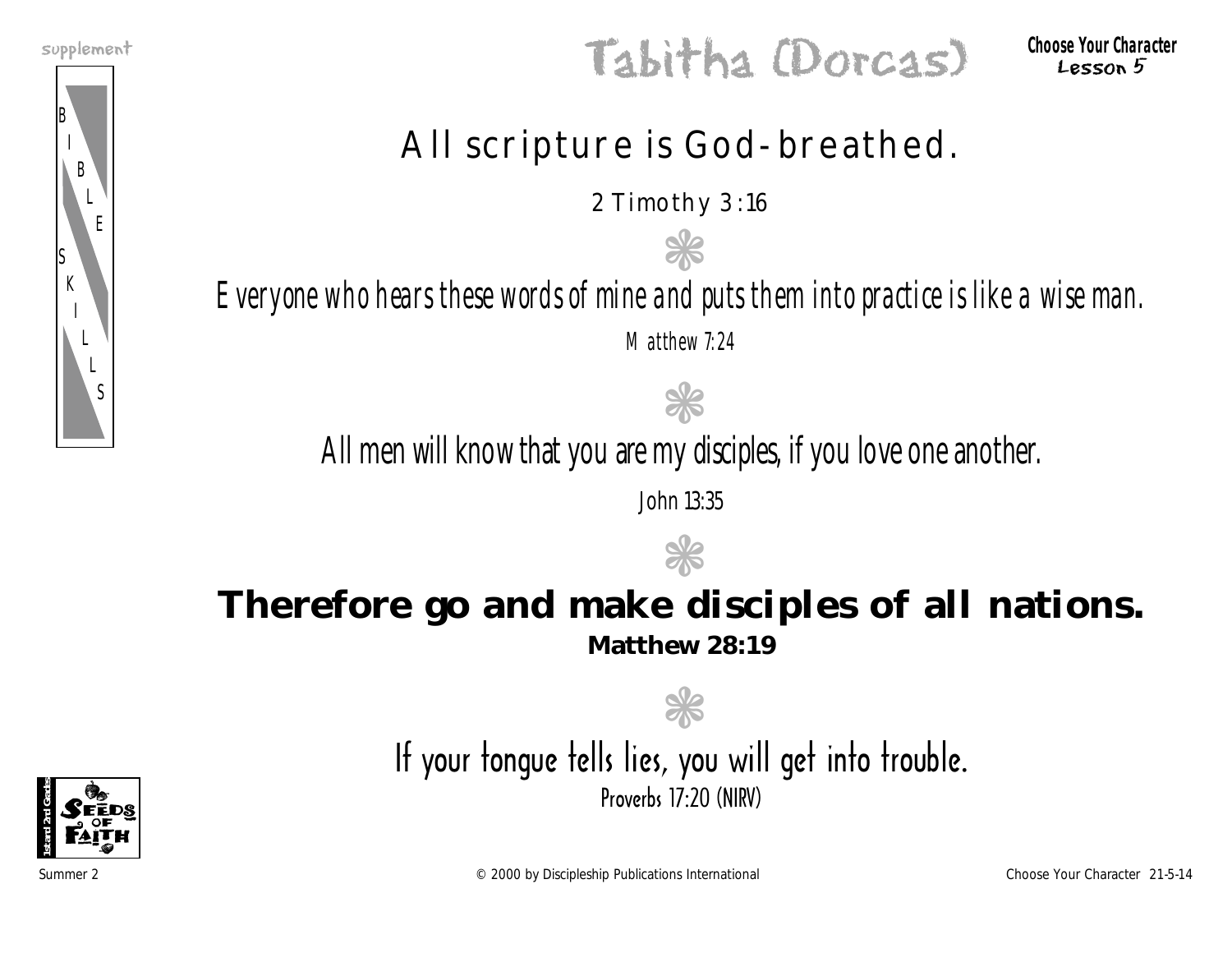# Tabitha (Dorcas)

Choose Your Character
Lesson 5

supplement

BIBLE SKILLS

## All scripture is God-breathed.

2 Timothy 3:16

❃

*Everyone who hears these words of mine and puts them into practice is like a wise man.*

*Matthew 7:24*

❃

All men will know that you are my disciples, if you love one another.

John 13:35

❃

**Therefore go and make disciples of all nations.**

**Matthew 28:19**

❃

If your tongue tells lies, you will get into trouble.

Proverbs 17:20 (NIRV)

Summer 2 © 2000 by Discipleship Publications International Choose Your Character 21-5-14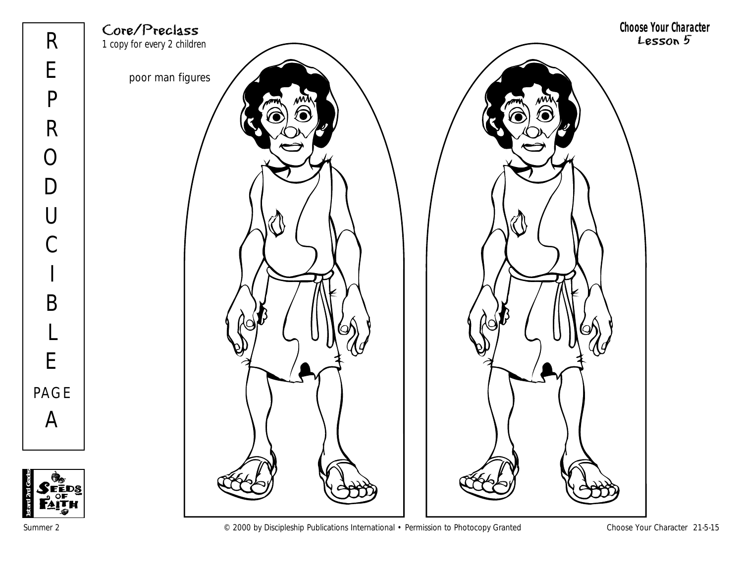REPRODUCIBLE PAGE A

## Core/Preclass

1 copy for every 2 children

**Choose Your Character**
**Lesson 5**

poor man figures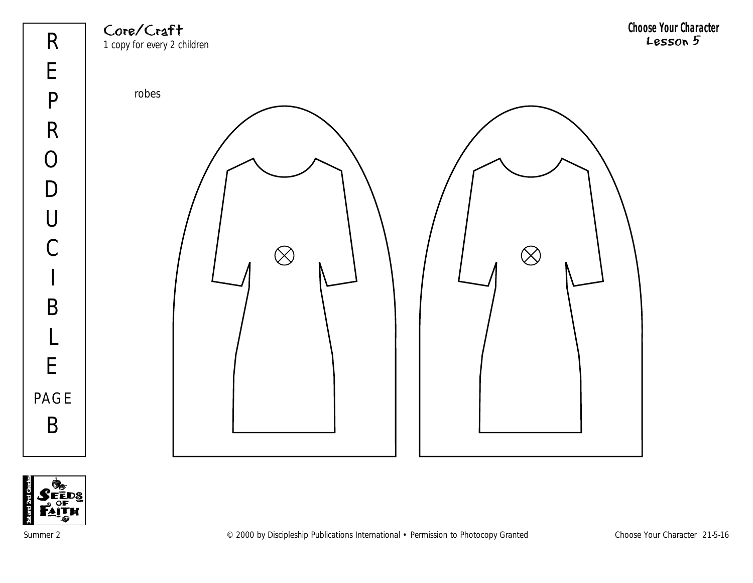REPRODUCIBLE PAGE B

Core/Craft
1 copy for every 2 children

**Choose Your Character**
Lesson 5

robes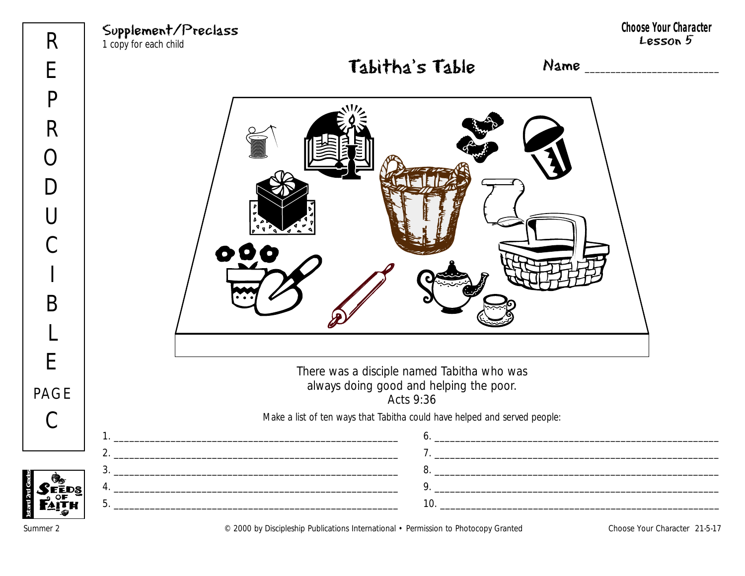REPRODUCIBLE PAGE C

Supplement/Preclass
1 copy for each child

**Choose Your Character**
**Lesson 5**

# Tabitha's Table

Name ________________________

There was a disciple named Tabitha who was always doing good and helping the poor.
Acts 9:36

Make a list of ten ways that Tabitha could have helped and served people:

1. ____________________________________________
2. ____________________________________________
3. ____________________________________________
4. ____________________________________________
5. ____________________________________________
6. ____________________________________________
7. ____________________________________________
8. ____________________________________________
9. ____________________________________________
10. ____________________________________________

Summer 2 © 2000 by Discipleship Publications International • Permission to Photocopy Granted Choose Your Character 21-5-17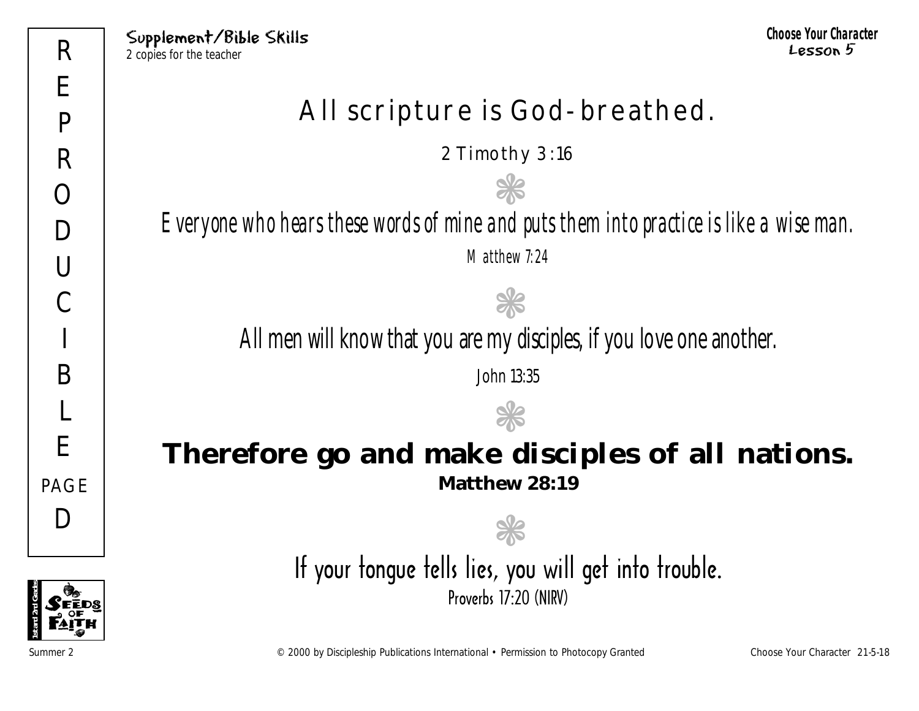Supplement/Bible Skills
2 copies for the teacher

REPRODUCIBLE PAGE D

# All scripture is God-breathed.

2 Timothy 3:16

❀

*Everyone who hears these words of mine and puts them into practice is like a wise man.*

*Matthew 7:24*

❀

All men will know that you are my disciples, if you love one another.

John 13:35

❀

**Therefore go and make disciples of all nations.**

**Matthew 28:19**

❀

If your tongue tells lies, you will get into trouble.

Proverbs 17:20 (NIRV)

Summer 2 © 2000 by Discipleship Publications International • Permission to Photocopy Granted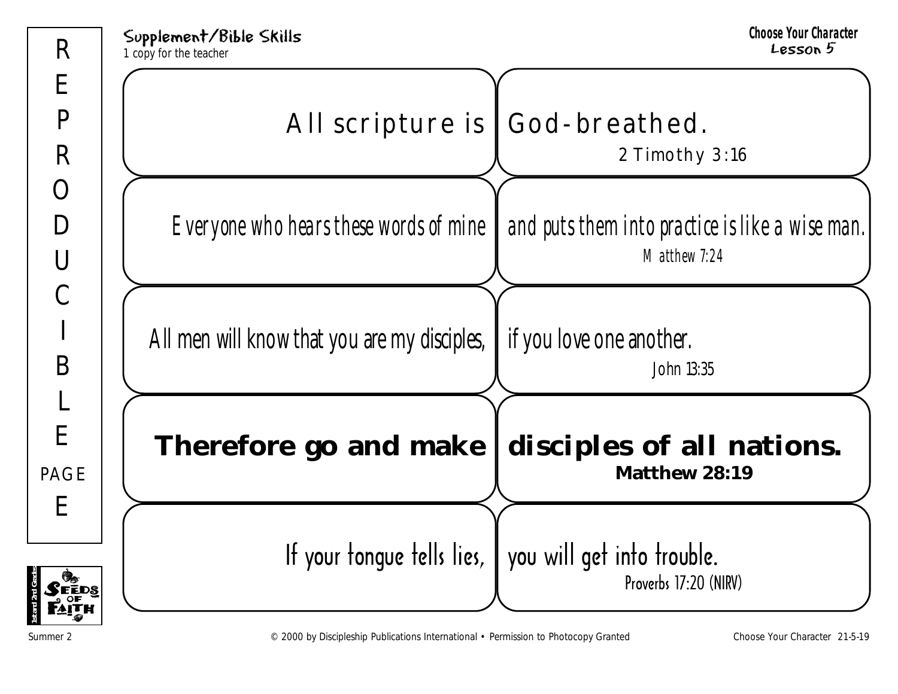Supplement/Bible Skills
1 copy for the teacher

**Choose Your Character**
Lesson 5

REPRODUCIBLE PAGE E

| | |
|---|---|
| All scripture is | God-breathed. 2 Timothy 3:16 |
| Everyone who hears these words of mine | and puts them into practice is like a wise man. Matthew 7:24 |
| All men will know that you are my disciples, | if you love one another. John 13:35 |
| **Therefore go and make** | **disciples of all nations. Matthew 28:19** |
| If your tongue tells lies, | you will get into trouble. Proverbs 17:20 (NIRV) |

Summer 2 © 2000 by Discipleship Publications International • Permission to Photocopy Granted Choose Your Character 21-5-19